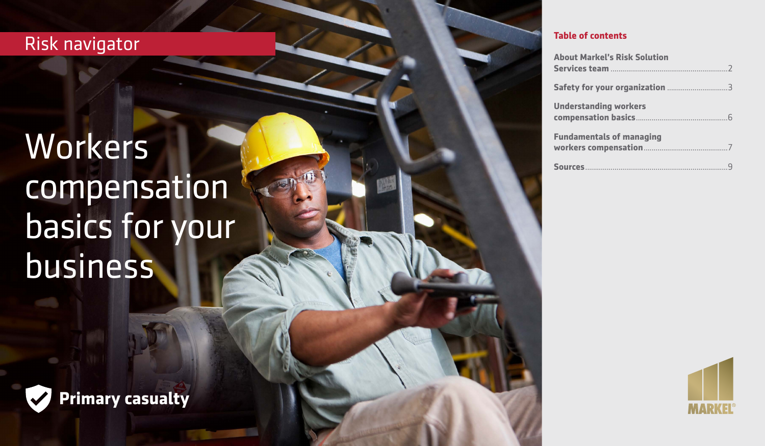Risk navigator

# Workers compensation basics for your business

**Primary casualty**

## Table of contents

| | |
|---|---|
| About Markel's Risk Solution Services team | 2 |
| Safety for your organization | 3 |
| Understanding workers compensation basics | 6 |
| Fundamentals of managing workers compensation | 7 |
| Sources | 9 |

MARKEL®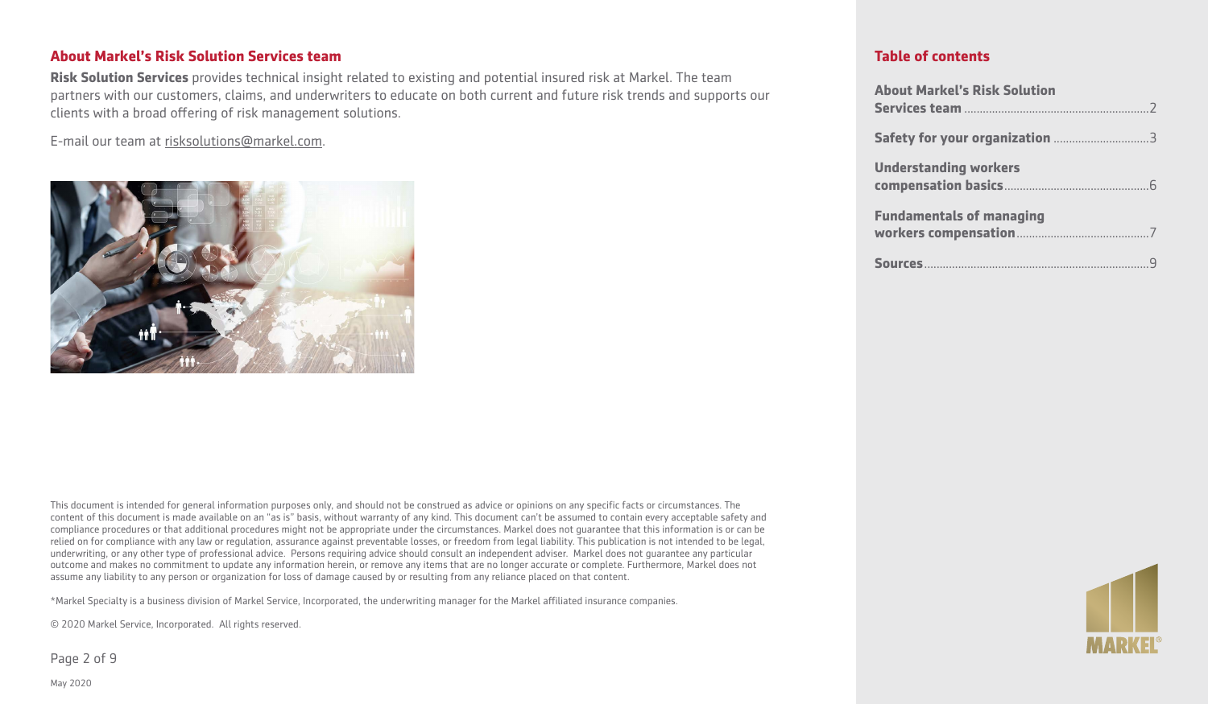## About Markel's Risk Solution Services team

**Risk Solution Services** provides technical insight related to existing and potential insured risk at Markel. The team partners with our customers, claims, and underwriters to educate on both current and future risk trends and supports our clients with a broad offering of risk management solutions.

E-mail our team at risksolutions@markel.com.

This document is intended for general information purposes only, and should not be construed as advice or opinions on any specific facts or circumstances. The content of this document is made available on an "as is" basis, without warranty of any kind. This document can't be assumed to contain every acceptable safety and compliance procedures or that additional procedures might not be appropriate under the circumstances. Markel does not guarantee that this information is or can be relied on for compliance with any law or regulation, assurance against preventable losses, or freedom from legal liability. This publication is not intended to be legal, underwriting, or any other type of professional advice. Persons requiring advice should consult an independent adviser. Markel does not guarantee any particular outcome and makes no commitment to update any information herein, or remove any items that are no longer accurate or complete. Furthermore, Markel does not assume any liability to any person or organization for loss of damage caused by or resulting from any reliance placed on that content.

*Markel Specialty is a business division of Markel Service, Incorporated, the underwriting manager for the Markel affiliated insurance companies.

© 2020 Markel Service, Incorporated. All rights reserved.

May 2020

## Table of contents

**About Markel's Risk Solution Services team** ........ 2

**Safety for your organization** ........ 3

**Understanding workers compensation basics** ........ 6

**Fundamentals of managing workers compensation** ........ 7

**Sources** ........ 9

MARKEL®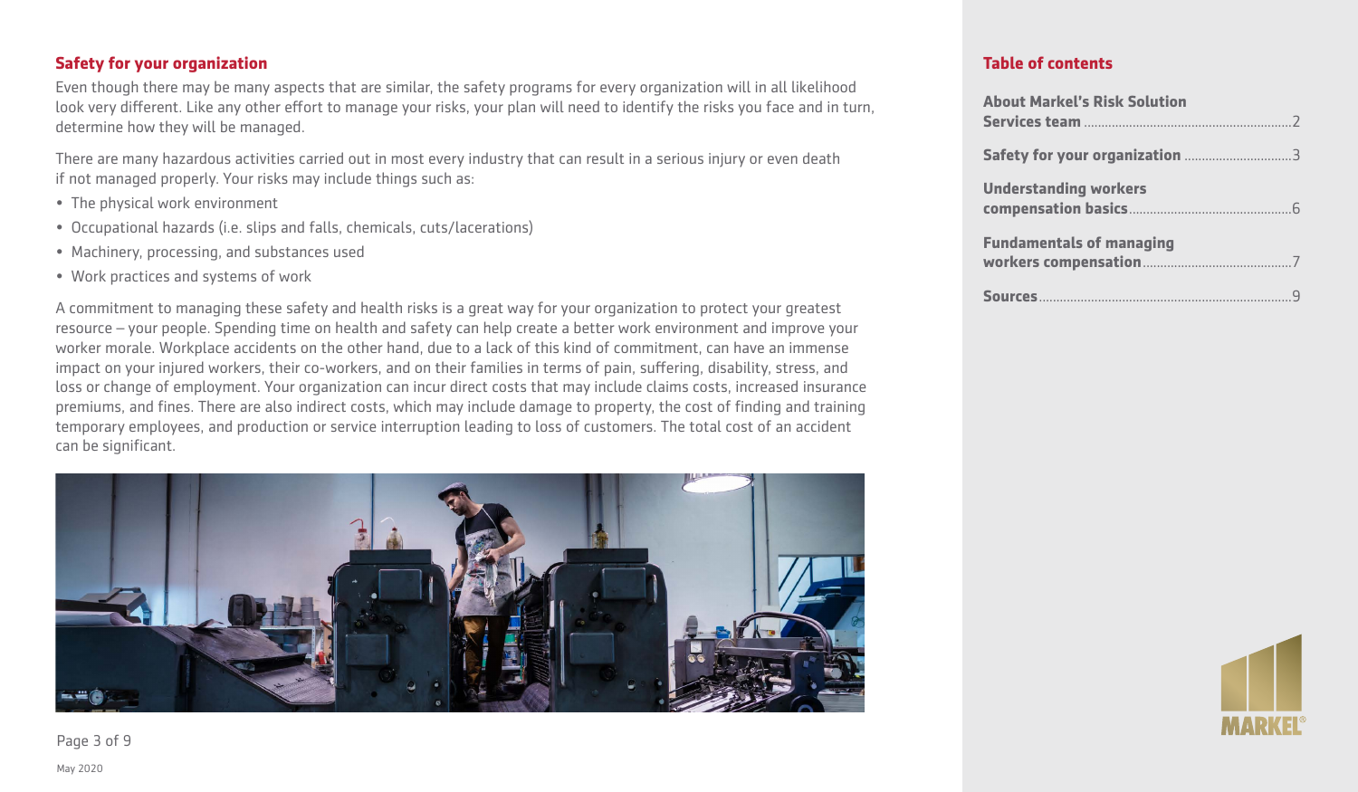## Safety for your organization

Even though there may be many aspects that are similar, the safety programs for every organization will in all likelihood look very different. Like any other effort to manage your risks, your plan will need to identify the risks you face and in turn, determine how they will be managed.

There are many hazardous activities carried out in most every industry that can result in a serious injury or even death if not managed properly. Your risks may include things such as:

- The physical work environment
- Occupational hazards (i.e. slips and falls, chemicals, cuts/lacerations)
- Machinery, processing, and substances used
- Work practices and systems of work

A commitment to managing these safety and health risks is a great way for your organization to protect your greatest resource – your people. Spending time on health and safety can help create a better work environment and improve your worker morale. Workplace accidents on the other hand, due to a lack of this kind of commitment, can have an immense impact on your injured workers, their co-workers, and on their families in terms of pain, suffering, disability, stress, and loss or change of employment. Your organization can incur direct costs that may include claims costs, increased insurance premiums, and fines. There are also indirect costs, which may include damage to property, the cost of finding and training temporary employees, and production or service interruption leading to loss of customers. The total cost of an accident can be significant.

May 2020

## Table of contents

**About Markel's Risk Solution Services team** .......... 2

**Safety for your organization** .......... 3

**Understanding workers compensation basics** .......... 6

**Fundamentals of managing workers compensation** .......... 7

**Sources** .......... 9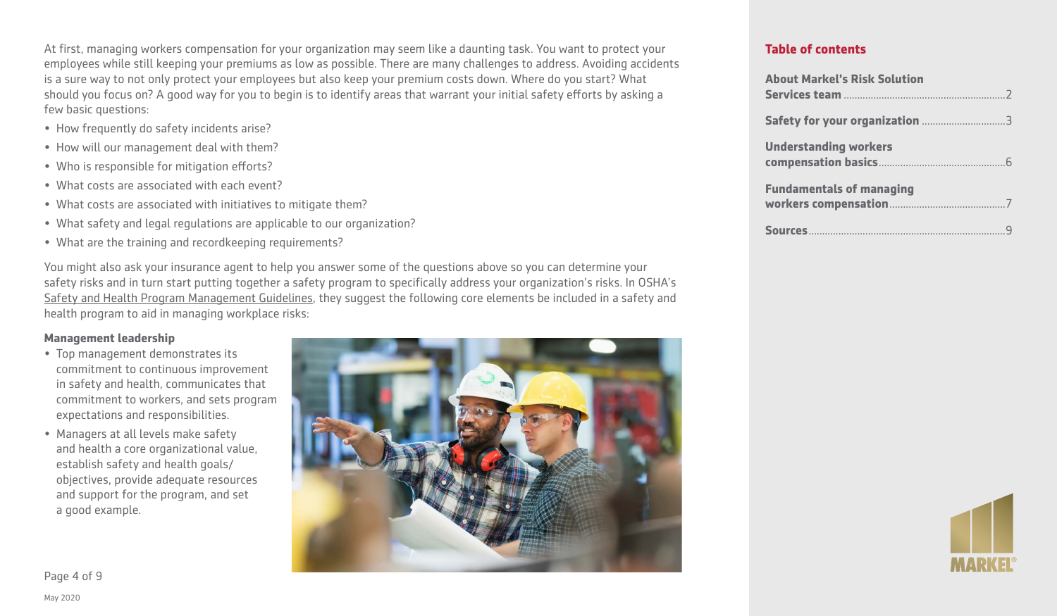At first, managing workers compensation for your organization may seem like a daunting task. You want to protect your employees while still keeping your premiums as low as possible. There are many challenges to address. Avoiding accidents is a sure way to not only protect your employees but also keep your premium costs down. Where do you start? What should you focus on? A good way for you to begin is to identify areas that warrant your initial safety efforts by asking a few basic questions:

- How frequently do safety incidents arise?
- How will our management deal with them?
- Who is responsible for mitigation efforts?
- What costs are associated with each event?
- What costs are associated with initiatives to mitigate them?
- What safety and legal regulations are applicable to our organization?
- What are the training and recordkeeping requirements?

You might also ask your insurance agent to help you answer some of the questions above so you can determine your safety risks and in turn start putting together a safety program to specifically address your organization's risks. In OSHA's Safety and Health Program Management Guidelines, they suggest the following core elements be included in a safety and health program to aid in managing workplace risks:

**Management leadership**

- Top management demonstrates its commitment to continuous improvement in safety and health, communicates that commitment to workers, and sets program expectations and responsibilities.
- Managers at all levels make safety and health a core organizational value, establish safety and health goals/objectives, provide adequate resources and support for the program, and set a good example.

**Table of contents**

About Markel's Risk Solution Services team ..... 2

Safety for your organization ..... 3

Understanding workers compensation basics ..... 6

Fundamentals of managing workers compensation ..... 7

Sources ..... 9

May 2020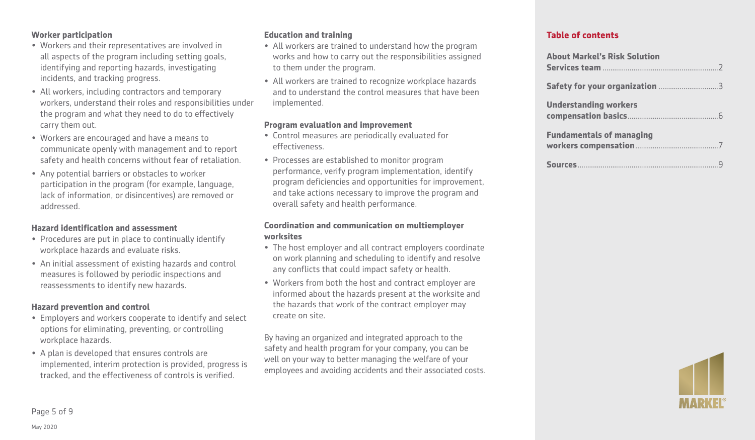### Worker participation

- Workers and their representatives are involved in all aspects of the program including setting goals, identifying and reporting hazards, investigating incidents, and tracking progress.
- All workers, including contractors and temporary workers, understand their roles and responsibilities under the program and what they need to do to effectively carry them out.
- Workers are encouraged and have a means to communicate openly with management and to report safety and health concerns without fear of retaliation.
- Any potential barriers or obstacles to worker participation in the program (for example, language, lack of information, or disincentives) are removed or addressed.

### Hazard identification and assessment

- Procedures are put in place to continually identify workplace hazards and evaluate risks.
- An initial assessment of existing hazards and control measures is followed by periodic inspections and reassessments to identify new hazards.

### Hazard prevention and control

- Employers and workers cooperate to identify and select options for eliminating, preventing, or controlling workplace hazards.
- A plan is developed that ensures controls are implemented, interim protection is provided, progress is tracked, and the effectiveness of controls is verified.

### Education and training

- All workers are trained to understand how the program works and how to carry out the responsibilities assigned to them under the program.
- All workers are trained to recognize workplace hazards and to understand the control measures that have been implemented.

### Program evaluation and improvement

- Control measures are periodically evaluated for effectiveness.
- Processes are established to monitor program performance, verify program implementation, identify program deficiencies and opportunities for improvement, and take actions necessary to improve the program and overall safety and health performance.

### Coordination and communication on multiemployer worksites

- The host employer and all contract employers coordinate on work planning and scheduling to identify and resolve any conflicts that could impact safety or health.
- Workers from both the host and contract employer are informed about the hazards present at the worksite and the hazards that work of the contract employer may create on site.

By having an organized and integrated approach to the safety and health program for your company, you can be well on your way to better managing the welfare of your employees and avoiding accidents and their associated costs.

### Table of contents

- About Markel's Risk Solution Services team ........ 2
- Safety for your organization ........ 3
- Understanding workers compensation basics ........ 6
- Fundamentals of managing workers compensation ........ 7
- Sources ........ 9

May 2020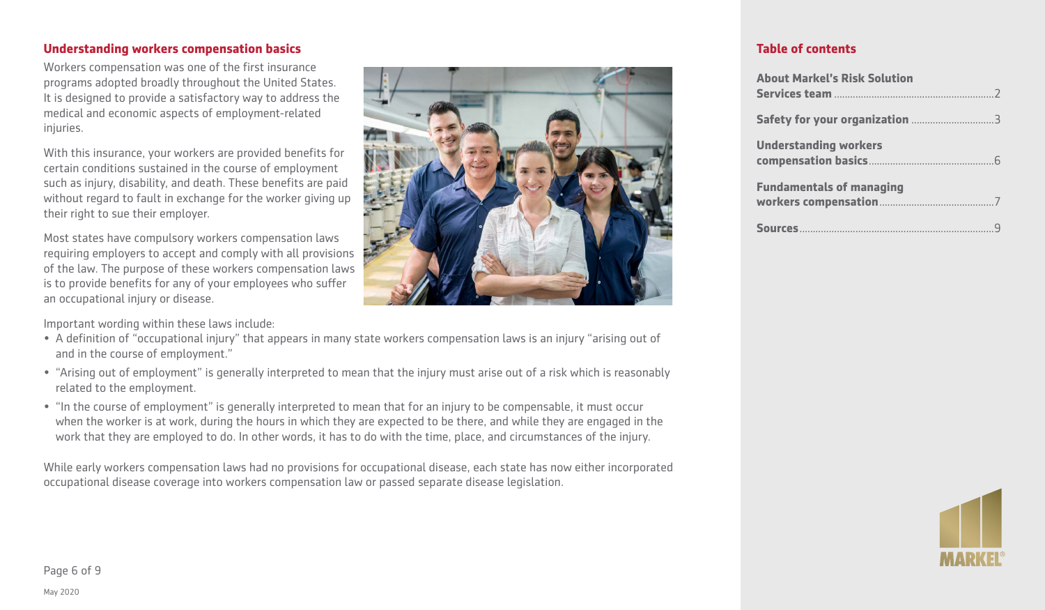## Understanding workers compensation basics

Workers compensation was one of the first insurance programs adopted broadly throughout the United States. It is designed to provide a satisfactory way to address the medical and economic aspects of employment-related injuries.

With this insurance, your workers are provided benefits for certain conditions sustained in the course of employment such as injury, disability, and death. These benefits are paid without regard to fault in exchange for the worker giving up their right to sue their employer.

Most states have compulsory workers compensation laws requiring employers to accept and comply with all provisions of the law. The purpose of these workers compensation laws is to provide benefits for any of your employees who suffer an occupational injury or disease.

Important wording within these laws include:

- A definition of "occupational injury" that appears in many state workers compensation laws is an injury "arising out of and in the course of employment."
- "Arising out of employment" is generally interpreted to mean that the injury must arise out of a risk which is reasonably related to the employment.
- "In the course of employment" is generally interpreted to mean that for an injury to be compensable, it must occur when the worker is at work, during the hours in which they are expected to be there, and while they are engaged in the work that they are employed to do. In other words, it has to do with the time, place, and circumstances of the injury.

While early workers compensation laws had no provisions for occupational disease, each state has now either incorporated occupational disease coverage into workers compensation law or passed separate disease legislation.

May 2020

## Table of contents

**About Markel's Risk Solution Services team** ....2

**Safety for your organization** ....3

**Understanding workers compensation basics** ....6

**Fundamentals of managing workers compensation** ....7

**Sources** ....9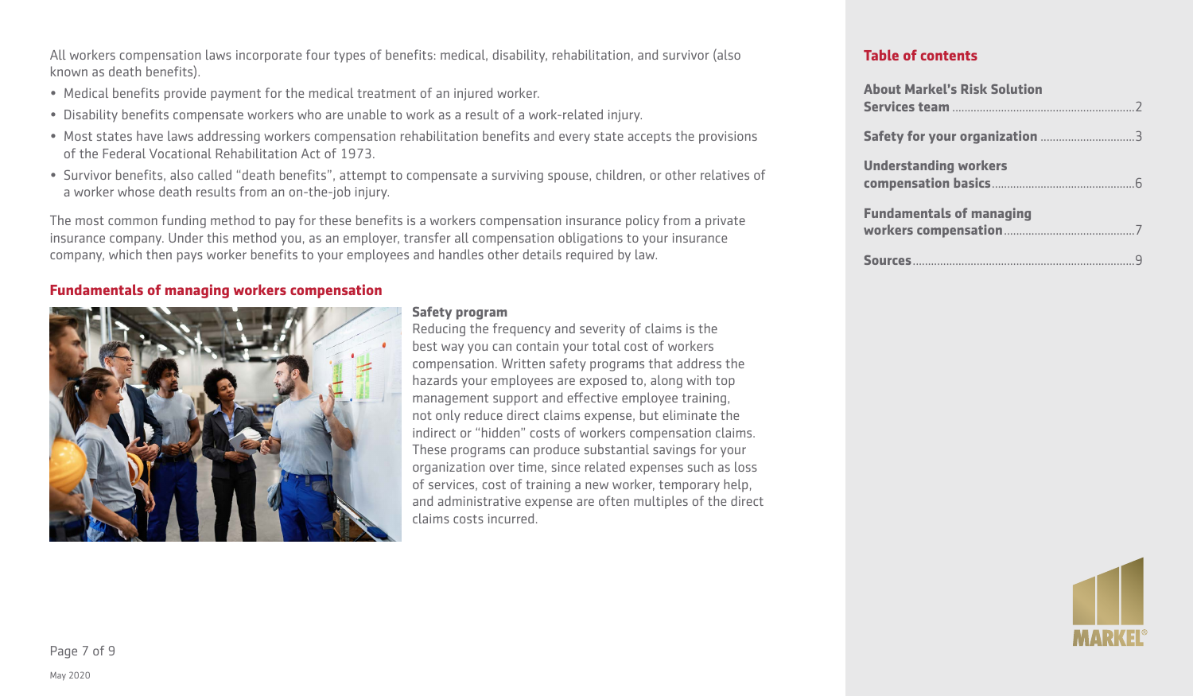All workers compensation laws incorporate four types of benefits: medical, disability, rehabilitation, and survivor (also known as death benefits).

- Medical benefits provide payment for the medical treatment of an injured worker.
- Disability benefits compensate workers who are unable to work as a result of a work-related injury.
- Most states have laws addressing workers compensation rehabilitation benefits and every state accepts the provisions of the Federal Vocational Rehabilitation Act of 1973.
- Survivor benefits, also called "death benefits", attempt to compensate a surviving spouse, children, or other relatives of a worker whose death results from an on-the-job injury.

The most common funding method to pay for these benefits is a workers compensation insurance policy from a private insurance company. Under this method you, as an employer, transfer all compensation obligations to your insurance company, which then pays worker benefits to your employees and handles other details required by law.

## Fundamentals of managing workers compensation

### Safety program

Reducing the frequency and severity of claims is the best way you can contain your total cost of workers compensation. Written safety programs that address the hazards your employees are exposed to, along with top management support and effective employee training, not only reduce direct claims expense, but eliminate the indirect or "hidden" costs of workers compensation claims. These programs can produce substantial savings for your organization over time, since related expenses such as loss of services, cost of training a new worker, temporary help, and administrative expense are often multiples of the direct claims costs incurred.

**Table of contents**

| | |
|---|---|
| About Markel's Risk Solution Services team | 2 |
| Safety for your organization | 3 |
| Understanding workers compensation basics | 6 |
| Fundamentals of managing workers compensation | 7 |
| Sources | 9 |

May 2020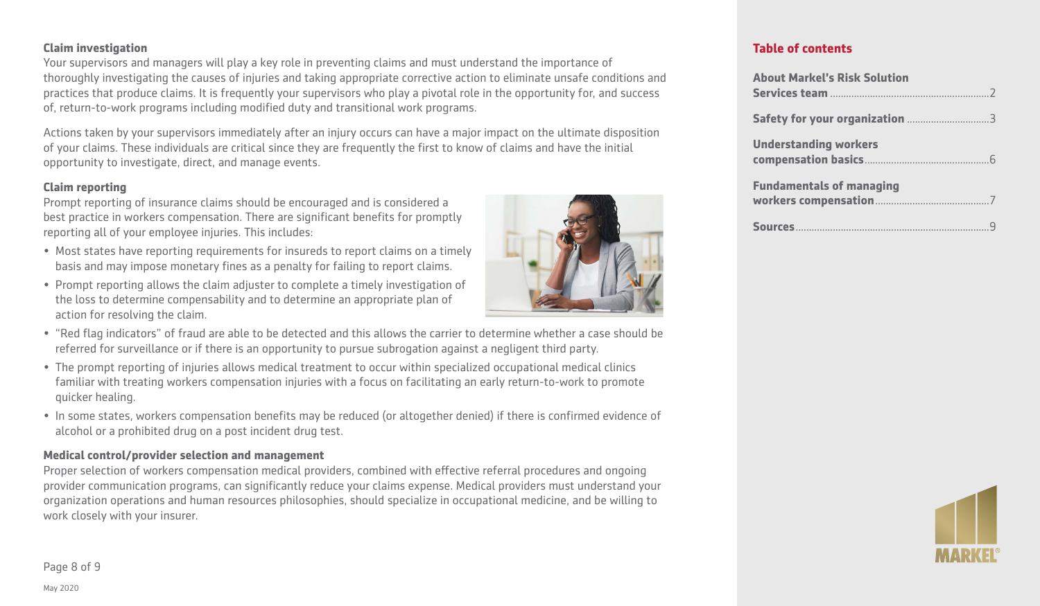### Claim investigation

Your supervisors and managers will play a key role in preventing claims and must understand the importance of thoroughly investigating the causes of injuries and taking appropriate corrective action to eliminate unsafe conditions and practices that produce claims. It is frequently your supervisors who play a pivotal role in the opportunity for, and success of, return-to-work programs including modified duty and transitional work programs.

Actions taken by your supervisors immediately after an injury occurs can have a major impact on the ultimate disposition of your claims. These individuals are critical since they are frequently the first to know of claims and have the initial opportunity to investigate, direct, and manage events.

### Claim reporting

Prompt reporting of insurance claims should be encouraged and is considered a best practice in workers compensation. There are significant benefits for promptly reporting all of your employee injuries. This includes:

- Most states have reporting requirements for insureds to report claims on a timely basis and may impose monetary fines as a penalty for failing to report claims.
- Prompt reporting allows the claim adjuster to complete a timely investigation of the loss to determine compensability and to determine an appropriate plan of action for resolving the claim.
- "Red flag indicators" of fraud are able to be detected and this allows the carrier to determine whether a case should be referred for surveillance or if there is an opportunity to pursue subrogation against a negligent third party.
- The prompt reporting of injuries allows medical treatment to occur within specialized occupational medical clinics familiar with treating workers compensation injuries with a focus on facilitating an early return-to-work to promote quicker healing.
- In some states, workers compensation benefits may be reduced (or altogether denied) if there is confirmed evidence of alcohol or a prohibited drug on a post incident drug test.

### Medical control/provider selection and management

Proper selection of workers compensation medical providers, combined with effective referral procedures and ongoing provider communication programs, can significantly reduce your claims expense. Medical providers must understand your organization operations and human resources philosophies, should specialize in occupational medicine, and be willing to work closely with your insurer.

May 2020

## Table of contents

**About Markel's Risk Solution Services team** .......... 2

**Safety for your organization** .......... 3

**Understanding workers compensation basics** .......... 6

**Fundamentals of managing workers compensation** .......... 7

**Sources** .......... 9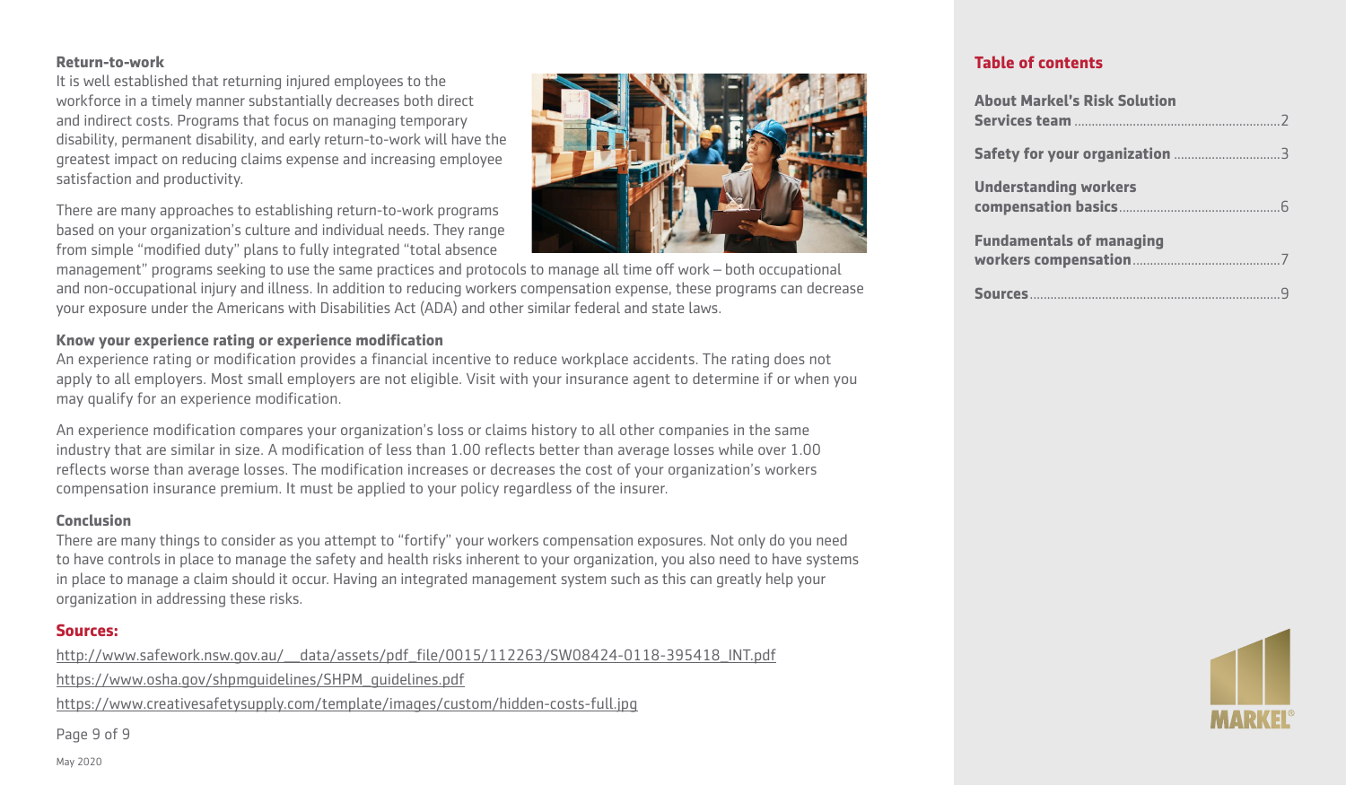**Return-to-work**

It is well established that returning injured employees to the workforce in a timely manner substantially decreases both direct and indirect costs. Programs that focus on managing temporary disability, permanent disability, and early return-to-work will have the greatest impact on reducing claims expense and increasing employee satisfaction and productivity.

There are many approaches to establishing return-to-work programs based on your organization's culture and individual needs. They range from simple "modified duty" plans to fully integrated "total absence management" programs seeking to use the same practices and protocols to manage all time off work – both occupational and non-occupational injury and illness. In addition to reducing workers compensation expense, these programs can decrease your exposure under the Americans with Disabilities Act (ADA) and other similar federal and state laws.

**Know your experience rating or experience modification**

An experience rating or modification provides a financial incentive to reduce workplace accidents. The rating does not apply to all employers. Most small employers are not eligible. Visit with your insurance agent to determine if or when you may qualify for an experience modification.

An experience modification compares your organization's loss or claims history to all other companies in the same industry that are similar in size. A modification of less than 1.00 reflects better than average losses while over 1.00 reflects worse than average losses. The modification increases or decreases the cost of your organization's workers compensation insurance premium. It must be applied to your policy regardless of the insurer.

**Conclusion**

There are many things to consider as you attempt to "fortify" your workers compensation exposures. Not only do you need to have controls in place to manage the safety and health risks inherent to your organization, you also need to have systems in place to manage a claim should it occur. Having an integrated management system such as this can greatly help your organization in addressing these risks.

## Sources:

http://www.safework.nsw.gov.au/__data/assets/pdf_file/0015/112263/SW08424-0118-395418_INT.pdf

https://www.osha.gov/shpmguidelines/SHPM_guidelines.pdf

https://www.creativesafetysupply.com/template/images/custom/hidden-costs-full.jpg

May 2020

## Table of contents

**About Markel's Risk Solution Services team** .......... 2

**Safety for your organization** .......... 3

**Understanding workers compensation basics** .......... 6

**Fundamentals of managing workers compensation** .......... 7

**Sources** .......... 9